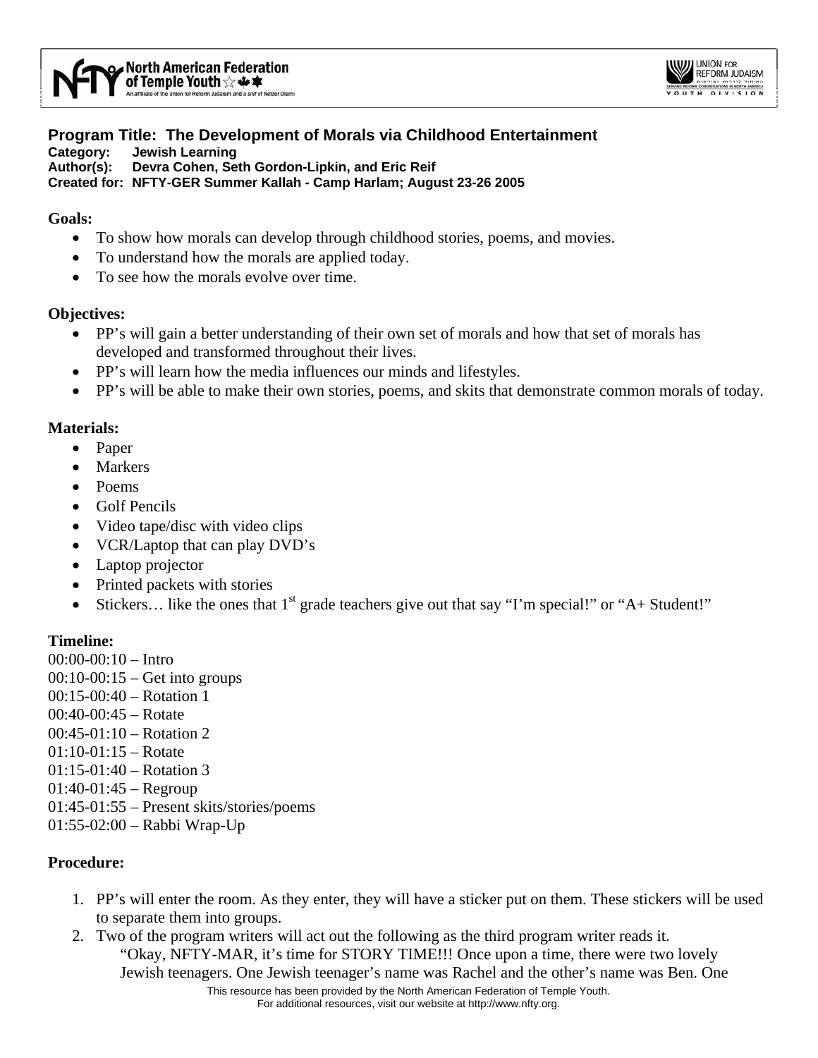## Program Title: The Development of Morals via Childhood Entertainment

**Category: Jewish Learning**
**Author(s): Devra Cohen, Seth Gordon-Lipkin, and Eric Reif**
**Created for: NFTY-GER Summer Kallah - Camp Harlam; August 23-26 2005**

**Goals:**

- To show how morals can develop through childhood stories, poems, and movies.
- To understand how the morals are applied today.
- To see how the morals evolve over time.

**Objectives:**

- PP's will gain a better understanding of their own set of morals and how that set of morals has developed and transformed throughout their lives.
- PP's will learn how the media influences our minds and lifestyles.
- PP's will be able to make their own stories, poems, and skits that demonstrate common morals of today.

**Materials:**

- Paper
- Markers
- Poems
- Golf Pencils
- Video tape/disc with video clips
- VCR/Laptop that can play DVD's
- Laptop projector
- Printed packets with stories
- Stickers… like the ones that 1st grade teachers give out that say "I'm special!" or "A+ Student!"

**Timeline:**

00:00-00:10 – Intro
00:10-00:15 – Get into groups
00:15-00:40 – Rotation 1
00:40-00:45 – Rotate
00:45-01:10 – Rotation 2
01:10-01:15 – Rotate
01:15-01:40 – Rotation 3
01:40-01:45 – Regroup
01:45-01:55 – Present skits/stories/poems
01:55-02:00 – Rabbi Wrap-Up

**Procedure:**

1. PP's will enter the room. As they enter, they will have a sticker put on them. These stickers will be used to separate them into groups.
2. Two of the program writers will act out the following as the third program writer reads it.
   "Okay, NFTY-MAR, it's time for STORY TIME!!! Once upon a time, there were two lovely Jewish teenagers. One Jewish teenager's name was Rachel and the other's name was Ben. One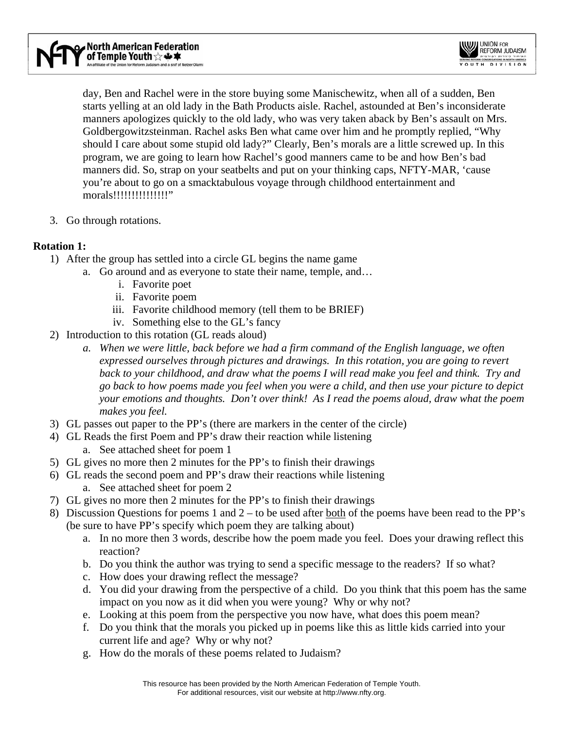day, Ben and Rachel were in the store buying some Manischewitz, when all of a sudden, Ben starts yelling at an old lady in the Bath Products aisle. Rachel, astounded at Ben's inconsiderate manners apologizes quickly to the old lady, who was very taken aback by Ben's assault on Mrs. Goldbergowitzsteinman. Rachel asks Ben what came over him and he promptly replied, "Why should I care about some stupid old lady?" Clearly, Ben's morals are a little screwed up. In this program, we are going to learn how Rachel's good manners came to be and how Ben's bad manners did. So, strap on your seatbelts and put on your thinking caps, NFTY-MAR, 'cause you're about to go on a smacktabulous voyage through childhood entertainment and morals!!!!!!!!!!!!!!"

3. Go through rotations.

**Rotation 1:**

1) After the group has settled into a circle GL begins the name game
   a. Go around and as everyone to state their name, temple, and…
      i. Favorite poet
      ii. Favorite poem
      iii. Favorite childhood memory (tell them to be BRIEF)
      iv. Something else to the GL's fancy
2) Introduction to this rotation (GL reads aloud)
   a. *When we were little, back before we had a firm command of the English language, we often expressed ourselves through pictures and drawings. In this rotation, you are going to revert back to your childhood, and draw what the poems I will read make you feel and think. Try and go back to how poems made you feel when you were a child, and then use your picture to depict your emotions and thoughts. Don't over think! As I read the poems aloud, draw what the poem makes you feel.*
3) GL passes out paper to the PP's (there are markers in the center of the circle)
4) GL Reads the first Poem and PP's draw their reaction while listening
   a. See attached sheet for poem 1
5) GL gives no more then 2 minutes for the PP's to finish their drawings
6) GL reads the second poem and PP's draw their reactions while listening
   a. See attached sheet for poem 2
7) GL gives no more then 2 minutes for the PP's to finish their drawings
8) Discussion Questions for poems 1 and 2 – to be used after <u>both</u> of the poems have been read to the PP's (be sure to have PP's specify which poem they are talking about)
   a. In no more then 3 words, describe how the poem made you feel. Does your drawing reflect this reaction?
   b. Do you think the author was trying to send a specific message to the readers? If so what?
   c. How does your drawing reflect the message?
   d. You did your drawing from the perspective of a child. Do you think that this poem has the same impact on you now as it did when you were young? Why or why not?
   e. Looking at this poem from the perspective you now have, what does this poem mean?
   f. Do you think that the morals you picked up in poems like this as little kids carried into your current life and age? Why or why not?
   g. How do the morals of these poems related to Judaism?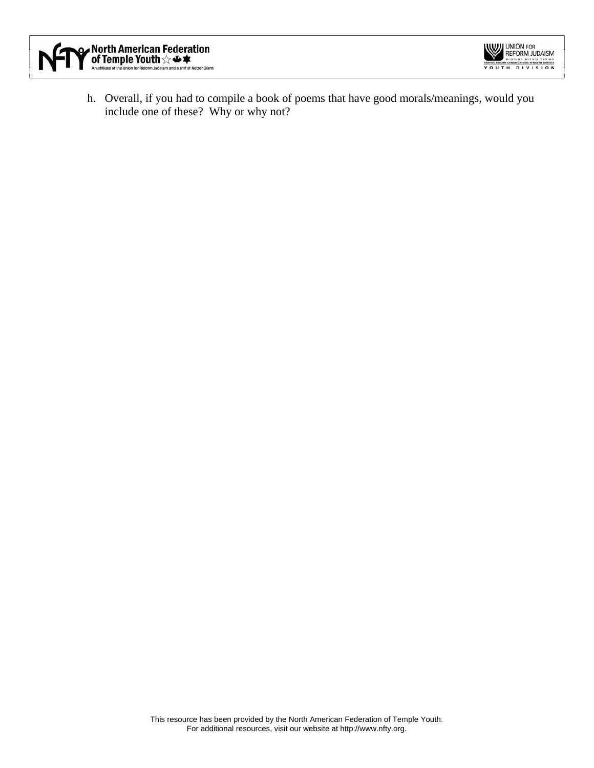h. Overall, if you had to compile a book of poems that have good morals/meanings, would you include one of these? Why or why not?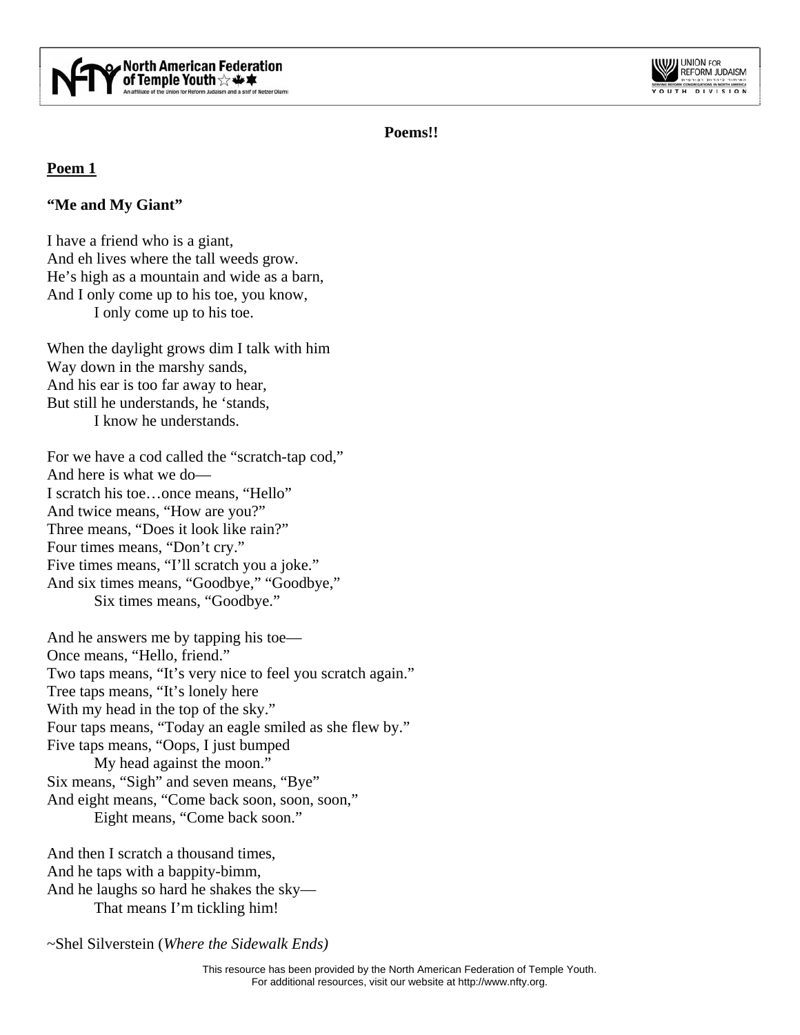**Poems!!**

## Poem 1

**"Me and My Giant"**

I have a friend who is a giant,  
And eh lives where the tall weeds grow.  
He's high as a mountain and wide as a barn,  
And I only come up to his toe, you know,  
    I only come up to his toe.

When the daylight grows dim I talk with him  
Way down in the marshy sands,  
And his ear is too far away to hear,  
But still he understands, he 'stands,  
    I know he understands.

For we have a cod called the "scratch-tap cod,"  
And here is what we do—  
I scratch his toe…once means, "Hello"  
And twice means, "How are you?"  
Three means, "Does it look like rain?"  
Four times means, "Don't cry."  
Five times means, "I'll scratch you a joke."  
And six times means, "Goodbye," "Goodbye,"  
    Six times means, "Goodbye."

And he answers me by tapping his toe—  
Once means, "Hello, friend."  
Two taps means, "It's very nice to feel you scratch again."  
Tree taps means, "It's lonely here  
With my head in the top of the sky."  
Four taps means, "Today an eagle smiled as she flew by."  
Five taps means, "Oops, I just bumped  
    My head against the moon."  
Six means, "Sigh" and seven means, "Bye"  
And eight means, "Come back soon, soon, soon,"  
    Eight means, "Come back soon."

And then I scratch a thousand times,  
And he taps with a bappity-bimm,  
And he laughs so hard he shakes the sky—  
    That means I'm tickling him!

~Shel Silverstein (*Where the Sidewalk Ends)*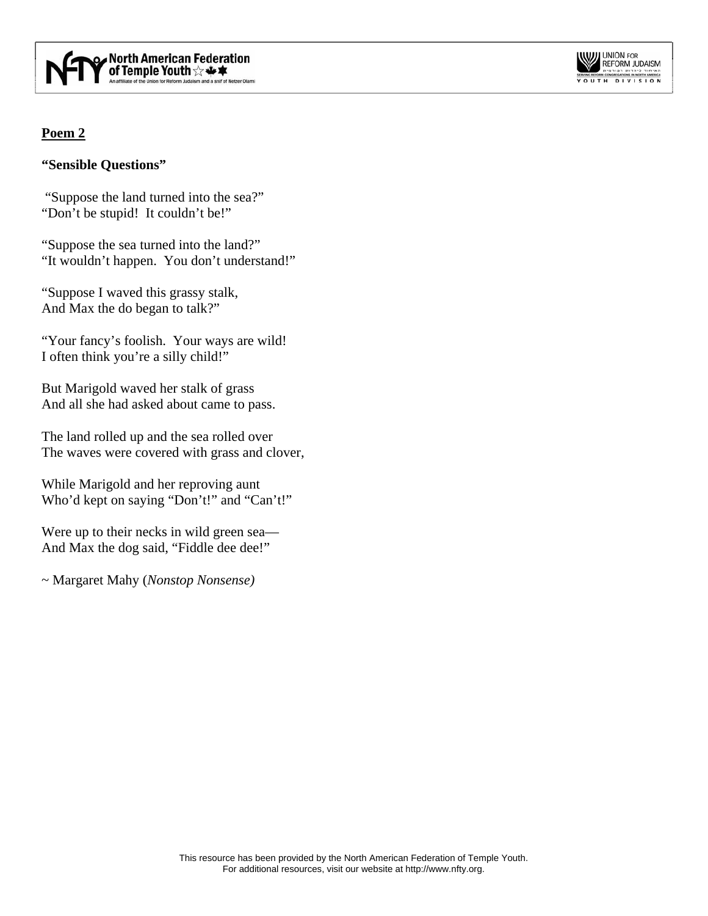**Poem 2**

**"Sensible Questions"**

"Suppose the land turned into the sea?"
"Don't be stupid! It couldn't be!"

"Suppose the sea turned into the land?"
"It wouldn't happen. You don't understand!"

"Suppose I waved this grassy stalk,
And Max the do began to talk?"

"Your fancy's foolish. Your ways are wild!
I often think you're a silly child!"

But Marigold waved her stalk of grass
And all she had asked about came to pass.

The land rolled up and the sea rolled over
The waves were covered with grass and clover,

While Marigold and her reproving aunt
Who'd kept on saying "Don't!" and "Can't!"

Were up to their necks in wild green sea—
And Max the dog said, "Fiddle dee dee!"

~ Margaret Mahy (*Nonstop Nonsense)*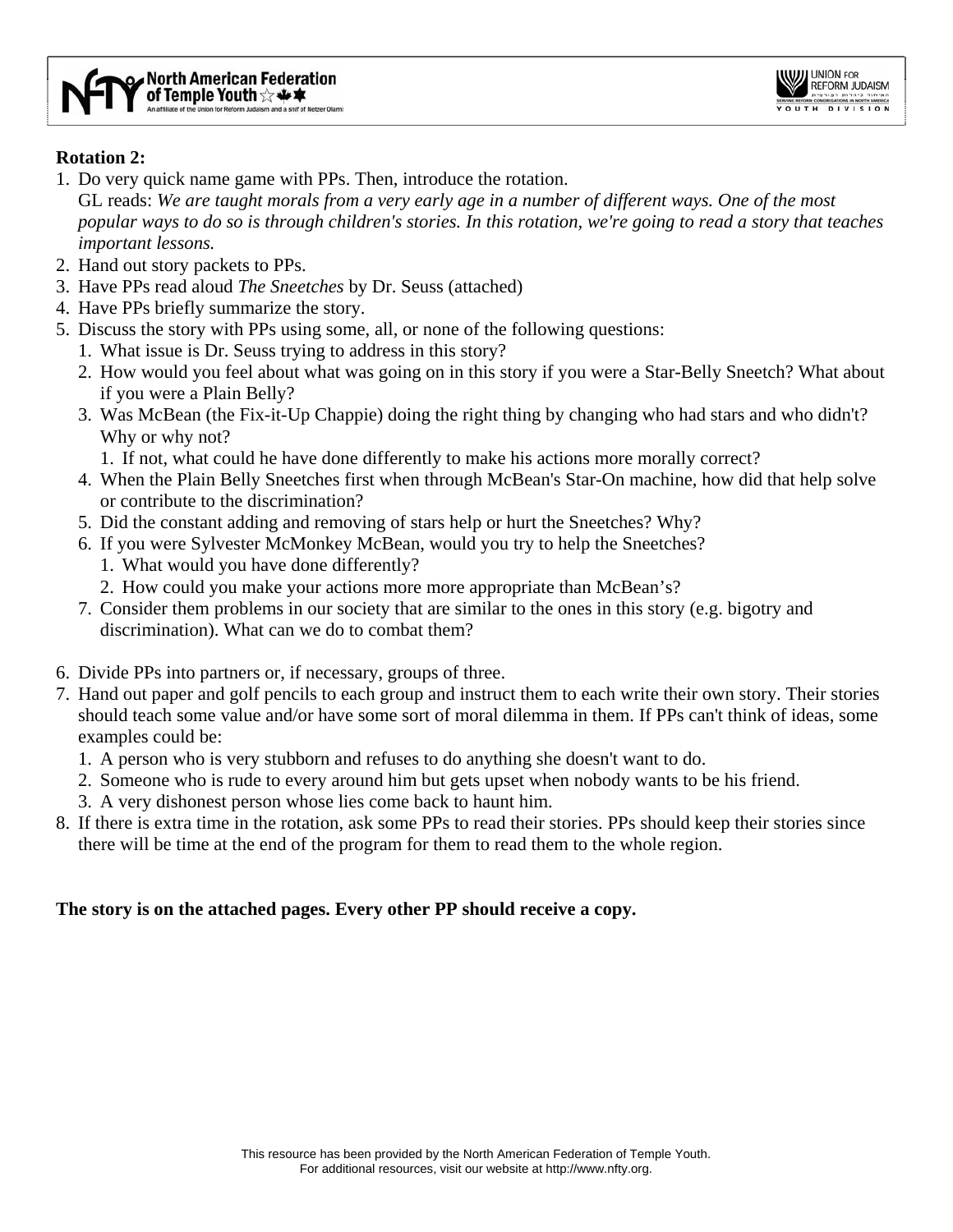**Rotation 2:**

1. Do very quick name game with PPs. Then, introduce the rotation.
   GL reads: *We are taught morals from a very early age in a number of different ways. One of the most popular ways to do so is through children's stories. In this rotation, we're going to read a story that teaches important lessons.*
2. Hand out story packets to PPs.
3. Have PPs read aloud *The Sneetches* by Dr. Seuss (attached)
4. Have PPs briefly summarize the story.
5. Discuss the story with PPs using some, all, or none of the following questions:
   1. What issue is Dr. Seuss trying to address in this story?
   2. How would you feel about what was going on in this story if you were a Star-Belly Sneetch? What about if you were a Plain Belly?
   3. Was McBean (the Fix-it-Up Chappie) doing the right thing by changing who had stars and who didn't? Why or why not?
      1. If not, what could he have done differently to make his actions more morally correct?
   4. When the Plain Belly Sneetches first when through McBean's Star-On machine, how did that help solve or contribute to the discrimination?
   5. Did the constant adding and removing of stars help or hurt the Sneetches? Why?
   6. If you were Sylvester McMonkey McBean, would you try to help the Sneetches?
      1. What would you have done differently?
      2. How could you make your actions more more appropriate than McBean's?
   7. Consider them problems in our society that are similar to the ones in this story (e.g. bigotry and discrimination). What can we do to combat them?
6. Divide PPs into partners or, if necessary, groups of three.
7. Hand out paper and golf pencils to each group and instruct them to each write their own story. Their stories should teach some value and/or have some sort of moral dilemma in them. If PPs can't think of ideas, some examples could be:
   1. A person who is very stubborn and refuses to do anything she doesn't want to do.
   2. Someone who is rude to every around him but gets upset when nobody wants to be his friend.
   3. A very dishonest person whose lies come back to haunt him.
8. If there is extra time in the rotation, ask some PPs to read their stories. PPs should keep their stories since there will be time at the end of the program for them to read them to the whole region.

**The story is on the attached pages. Every other PP should receive a copy.**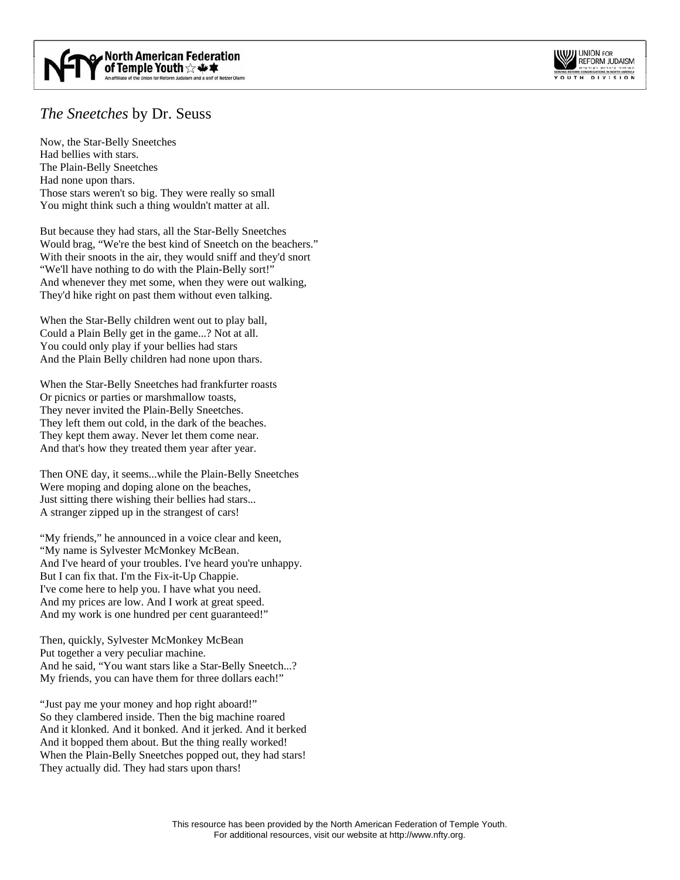*The Sneetches* by Dr. Seuss

Now, the Star-Belly Sneetches
Had bellies with stars.
The Plain-Belly Sneetches
Had none upon thars.
Those stars weren't so big. They were really so small
You might think such a thing wouldn't matter at all.

But because they had stars, all the Star-Belly Sneetches
Would brag, "We're the best kind of Sneetch on the beachers."
With their snoots in the air, they would sniff and they'd snort
"We'll have nothing to do with the Plain-Belly sort!"
And whenever they met some, when they were out walking,
They'd hike right on past them without even talking.

When the Star-Belly children went out to play ball,
Could a Plain Belly get in the game...? Not at all.
You could only play if your bellies had stars
And the Plain Belly children had none upon thars.

When the Star-Belly Sneetches had frankfurter roasts
Or picnics or parties or marshmallow toasts,
They never invited the Plain-Belly Sneetches.
They left them out cold, in the dark of the beaches.
They kept them away. Never let them come near.
And that's how they treated them year after year.

Then ONE day, it seems...while the Plain-Belly Sneetches
Were moping and doping alone on the beaches,
Just sitting there wishing their bellies had stars...
A stranger zipped up in the strangest of cars!

"My friends," he announced in a voice clear and keen,
"My name is Sylvester McMonkey McBean.
And I've heard of your troubles. I've heard you're unhappy.
But I can fix that. I'm the Fix-it-Up Chappie.
I've come here to help you. I have what you need.
And my prices are low. And I work at great speed.
And my work is one hundred per cent guaranteed!"

Then, quickly, Sylvester McMonkey McBean
Put together a very peculiar machine.
And he said, "You want stars like a Star-Belly Sneetch...?
My friends, you can have them for three dollars each!"

"Just pay me your money and hop right aboard!"
So they clambered inside. Then the big machine roared
And it klonked. And it bonked. And it jerked. And it berked
And it bopped them about. But the thing really worked!
When the Plain-Belly Sneetches popped out, they had stars!
They actually did. They had stars upon thars!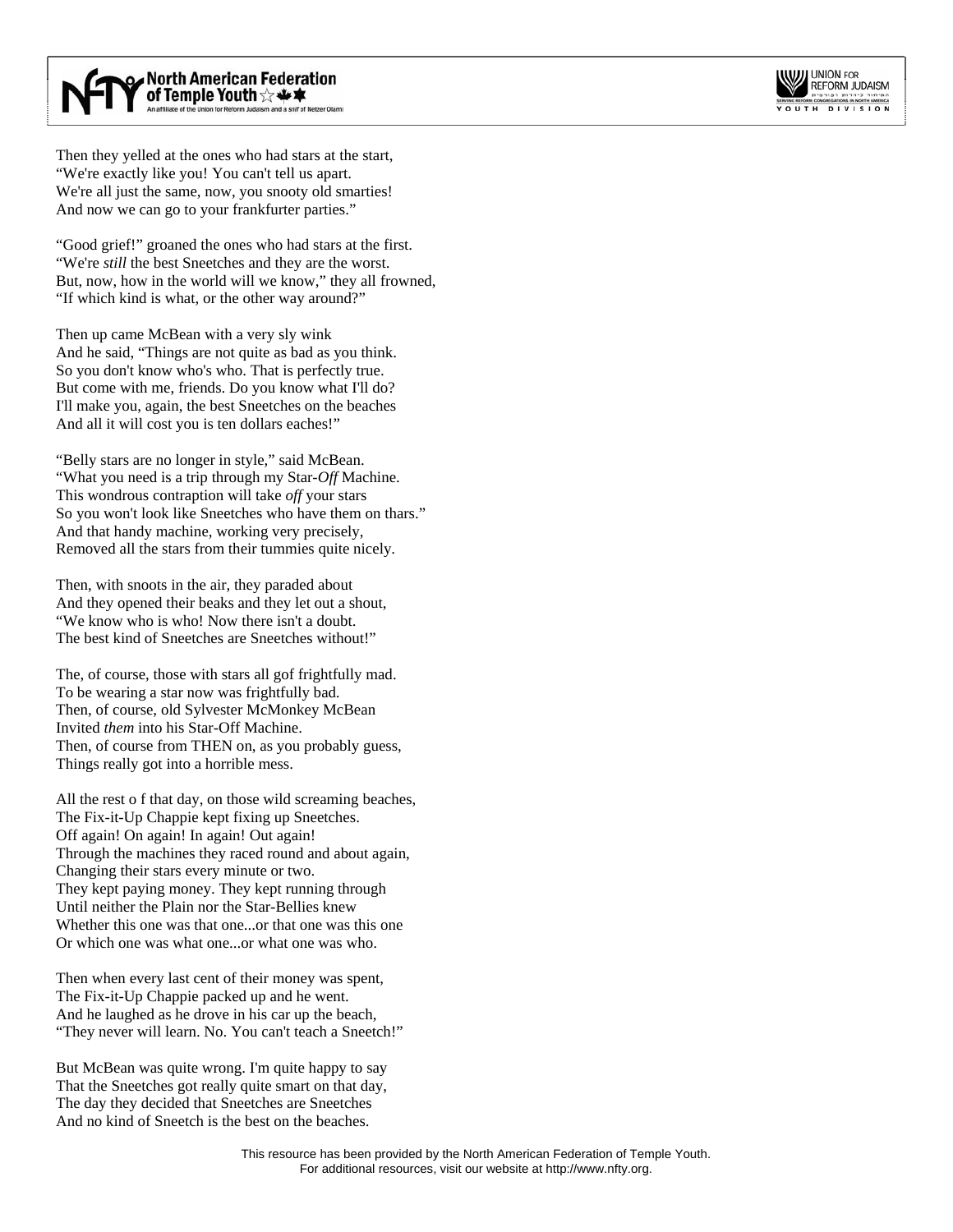Then they yelled at the ones who had stars at the start,
"We're exactly like you! You can't tell us apart.
We're all just the same, now, you snooty old smarties!
And now we can go to your frankfurter parties."

"Good grief!" groaned the ones who had stars at the first.
"We're *still* the best Sneetches and they are the worst.
But, now, how in the world will we know," they all frowned,
"If which kind is what, or the other way around?"

Then up came McBean with a very sly wink
And he said, "Things are not quite as bad as you think.
So you don't know who's who. That is perfectly true.
But come with me, friends. Do you know what I'll do?
I'll make you, again, the best Sneetches on the beaches
And all it will cost you is ten dollars eaches!"

"Belly stars are no longer in style," said McBean.
"What you need is a trip through my Star-*Off* Machine.
This wondrous contraption will take *off* your stars
So you won't look like Sneetches who have them on thars."
And that handy machine, working very precisely,
Removed all the stars from their tummies quite nicely.

Then, with snoots in the air, they paraded about
And they opened their beaks and they let out a shout,
"We know who is who! Now there isn't a doubt.
The best kind of Sneetches are Sneetches without!"

The, of course, those with stars all gof frightfully mad.
To be wearing a star now was frightfully bad.
Then, of course, old Sylvester McMonkey McBean
Invited *them* into his Star-Off Machine.
Then, of course from THEN on, as you probably guess,
Things really got into a horrible mess.

All the rest o f that day, on those wild screaming beaches,
The Fix-it-Up Chappie kept fixing up Sneetches.
Off again! On again! In again! Out again!
Through the machines they raced round and about again,
Changing their stars every minute or two.
They kept paying money. They kept running through
Until neither the Plain nor the Star-Bellies knew
Whether this one was that one...or that one was this one
Or which one was what one...or what one was who.

Then when every last cent of their money was spent,
The Fix-it-Up Chappie packed up and he went.
And he laughed as he drove in his car up the beach,
"They never will learn. No. You can't teach a Sneetch!"

But McBean was quite wrong. I'm quite happy to say
That the Sneetches got really quite smart on that day,
The day they decided that Sneetches are Sneetches
And no kind of Sneetch is the best on the beaches.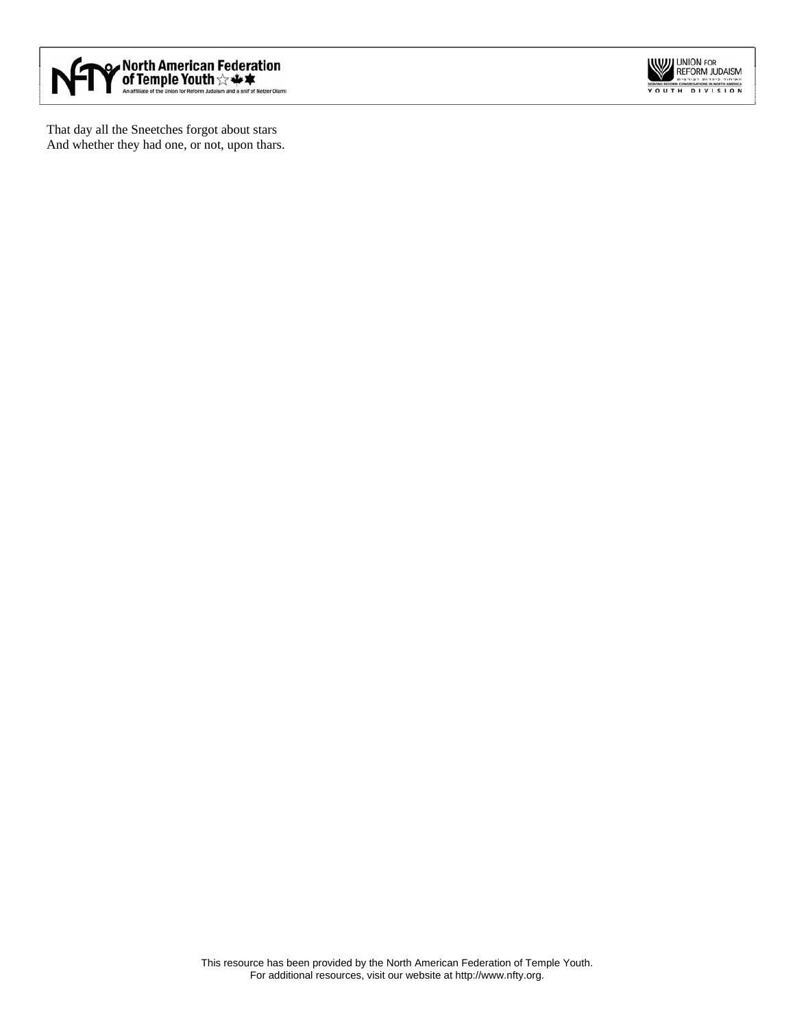That day all the Sneetches forgot about stars
And whether they had one, or not, upon thars.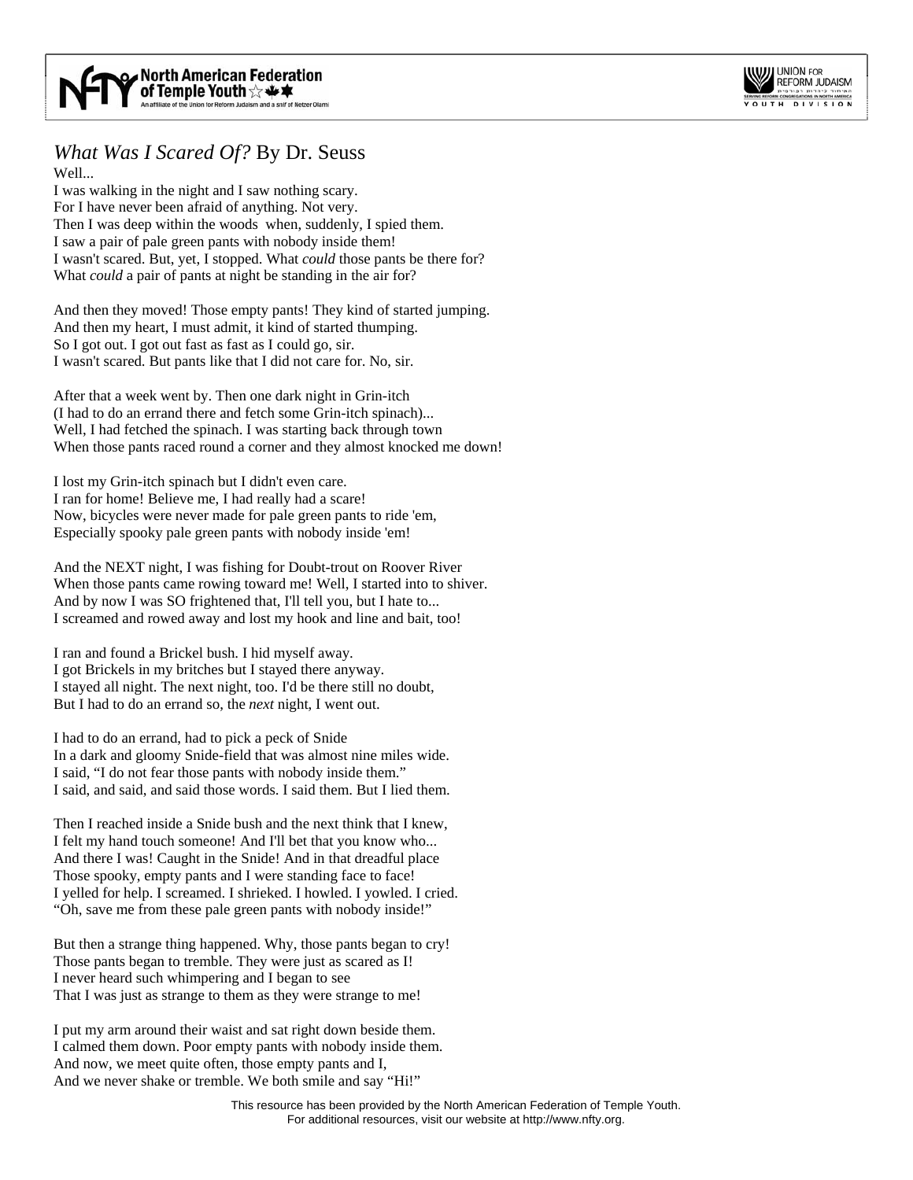# *What Was I Scared Of?* By Dr. Seuss

Well...
I was walking in the night and I saw nothing scary.
For I have never been afraid of anything. Not very.
Then I was deep within the woods when, suddenly, I spied them.
I saw a pair of pale green pants with nobody inside them!
I wasn't scared. But, yet, I stopped. What *could* those pants be there for?
What *could* a pair of pants at night be standing in the air for?

And then they moved! Those empty pants! They kind of started jumping.
And then my heart, I must admit, it kind of started thumping.
So I got out. I got out fast as fast as I could go, sir.
I wasn't scared. But pants like that I did not care for. No, sir.

After that a week went by. Then one dark night in Grin-itch
(I had to do an errand there and fetch some Grin-itch spinach)...
Well, I had fetched the spinach. I was starting back through town
When those pants raced round a corner and they almost knocked me down!

I lost my Grin-itch spinach but I didn't even care.
I ran for home! Believe me, I had really had a scare!
Now, bicycles were never made for pale green pants to ride 'em,
Especially spooky pale green pants with nobody inside 'em!

And the NEXT night, I was fishing for Doubt-trout on Roover River
When those pants came rowing toward me! Well, I started into to shiver.
And by now I was SO frightened that, I'll tell you, but I hate to...
I screamed and rowed away and lost my hook and line and bait, too!

I ran and found a Brickel bush. I hid myself away.
I got Brickels in my britches but I stayed there anyway.
I stayed all night. The next night, too. I'd be there still no doubt,
But I had to do an errand so, the *next* night, I went out.

I had to do an errand, had to pick a peck of Snide
In a dark and gloomy Snide-field that was almost nine miles wide.
I said, "I do not fear those pants with nobody inside them."
I said, and said, and said those words. I said them. But I lied them.

Then I reached inside a Snide bush and the next think that I knew,
I felt my hand touch someone! And I'll bet that you know who...
And there I was! Caught in the Snide! And in that dreadful place
Those spooky, empty pants and I were standing face to face!
I yelled for help. I screamed. I shrieked. I howled. I yowled. I cried.
"Oh, save me from these pale green pants with nobody inside!"

But then a strange thing happened. Why, those pants began to cry!
Those pants began to tremble. They were just as scared as I!
I never heard such whimpering and I began to see
That I was just as strange to them as they were strange to me!

I put my arm around their waist and sat right down beside them.
I calmed them down. Poor empty pants with nobody inside them.
And now, we meet quite often, those empty pants and I,
And we never shake or tremble. We both smile and say "Hi!"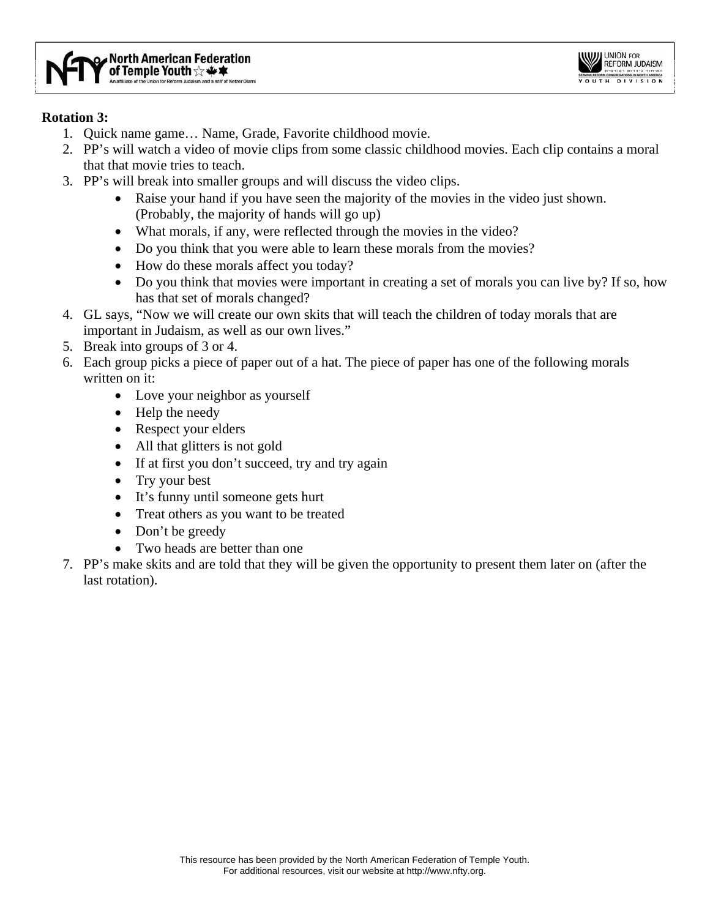**Rotation 3:**

1. Quick name game… Name, Grade, Favorite childhood movie.
2. PP's will watch a video of movie clips from some classic childhood movies. Each clip contains a moral that that movie tries to teach.
3. PP's will break into smaller groups and will discuss the video clips.
    - Raise your hand if you have seen the majority of the movies in the video just shown. (Probably, the majority of hands will go up)
    - What morals, if any, were reflected through the movies in the video?
    - Do you think that you were able to learn these morals from the movies?
    - How do these morals affect you today?
    - Do you think that movies were important in creating a set of morals you can live by? If so, how has that set of morals changed?
4. GL says, "Now we will create our own skits that will teach the children of today morals that are important in Judaism, as well as our own lives."
5. Break into groups of 3 or 4.
6. Each group picks a piece of paper out of a hat. The piece of paper has one of the following morals written on it:
    - Love your neighbor as yourself
    - Help the needy
    - Respect your elders
    - All that glitters is not gold
    - If at first you don't succeed, try and try again
    - Try your best
    - It's funny until someone gets hurt
    - Treat others as you want to be treated
    - Don't be greedy
    - Two heads are better than one
7. PP's make skits and are told that they will be given the opportunity to present them later on (after the last rotation).